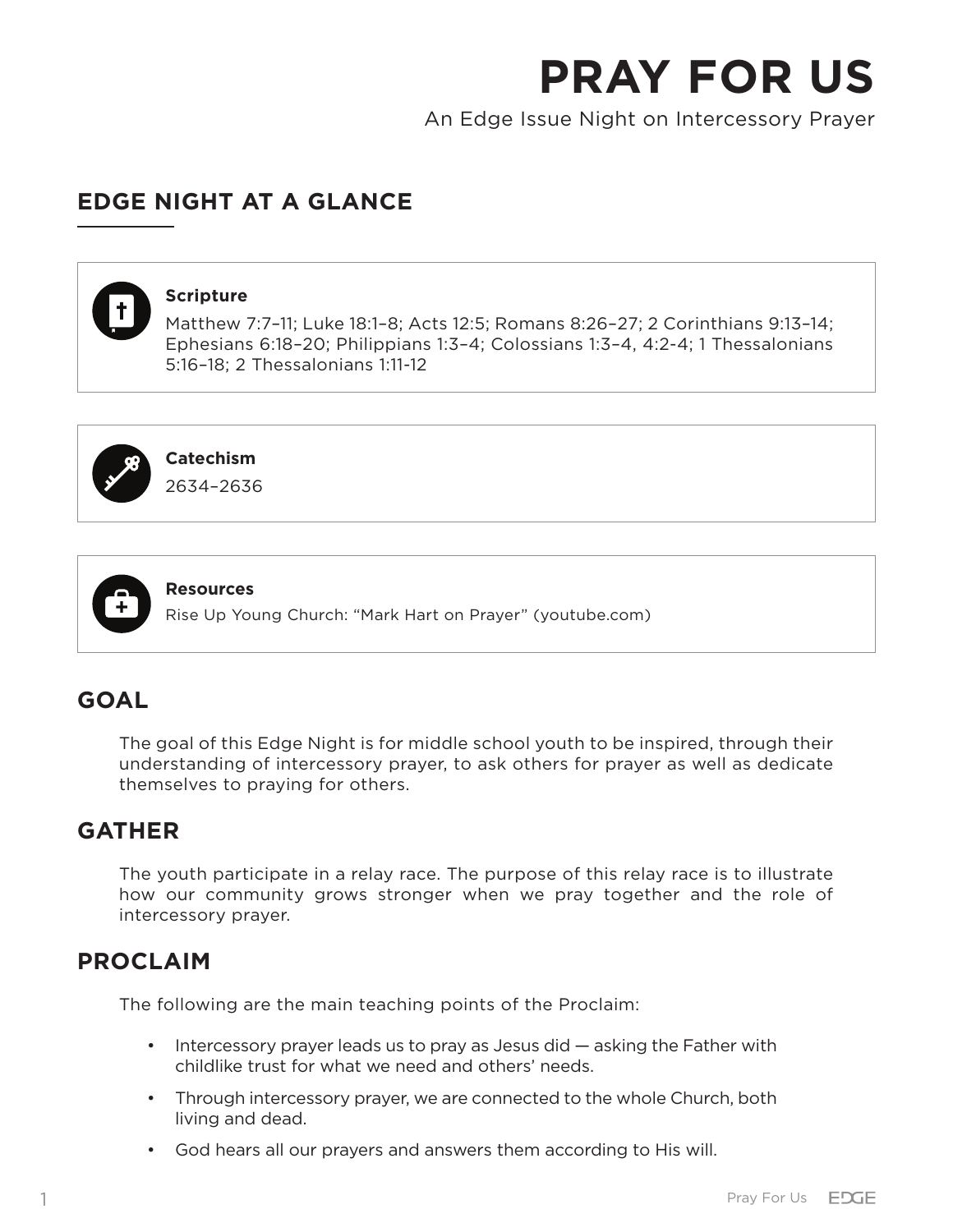# PRAY FOR US

An Edge Issue Night on Intercessory Prayer

## EDGE NIGHT AT A GLANCE

**Scripture**

Matthew 7:7–11; Luke 18:1–8; Acts 12:5; Romans 8:26–27; 2 Corinthians 9:13–14; Ephesians 6:18–20; Philippians 1:3–4; Colossians 1:3–4, 4:2-4; 1 Thessalonians 5:16–18; 2 Thessalonians 1:11-12

**Catechism**

2634–2636

**Resources**

Rise Up Young Church: "Mark Hart on Prayer" (youtube.com)

## GOAL

The goal of this Edge Night is for middle school youth to be inspired, through their understanding of intercessory prayer, to ask others for prayer as well as dedicate themselves to praying for others.

## GATHER

The youth participate in a relay race. The purpose of this relay race is to illustrate how our community grows stronger when we pray together and the role of intercessory prayer.

## PROCLAIM

The following are the main teaching points of the Proclaim:

- Intercessory prayer leads us to pray as Jesus did — asking the Father with childlike trust for what we need and others' needs.
- Through intercessory prayer, we are connected to the whole Church, both living and dead.
- God hears all our prayers and answers them according to His will.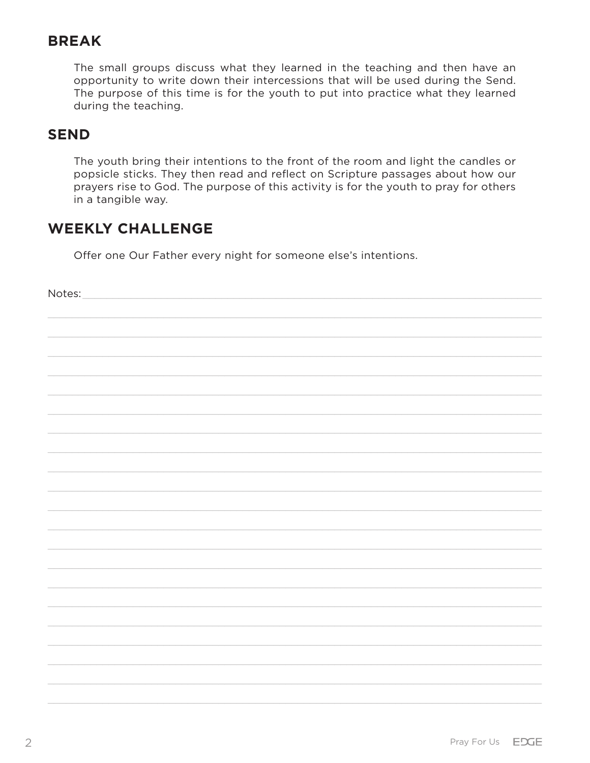## BREAK

The small groups discuss what they learned in the teaching and then have an opportunity to write down their intercessions that will be used during the Send. The purpose of this time is for the youth to put into practice what they learned during the teaching.

## SEND

The youth bring their intentions to the front of the room and light the candles or popsicle sticks. They then read and reflect on Scripture passages about how our prayers rise to God. The purpose of this activity is for the youth to pray for others in a tangible way.

## WEEKLY CHALLENGE

Offer one Our Father every night for someone else's intentions.

Notes: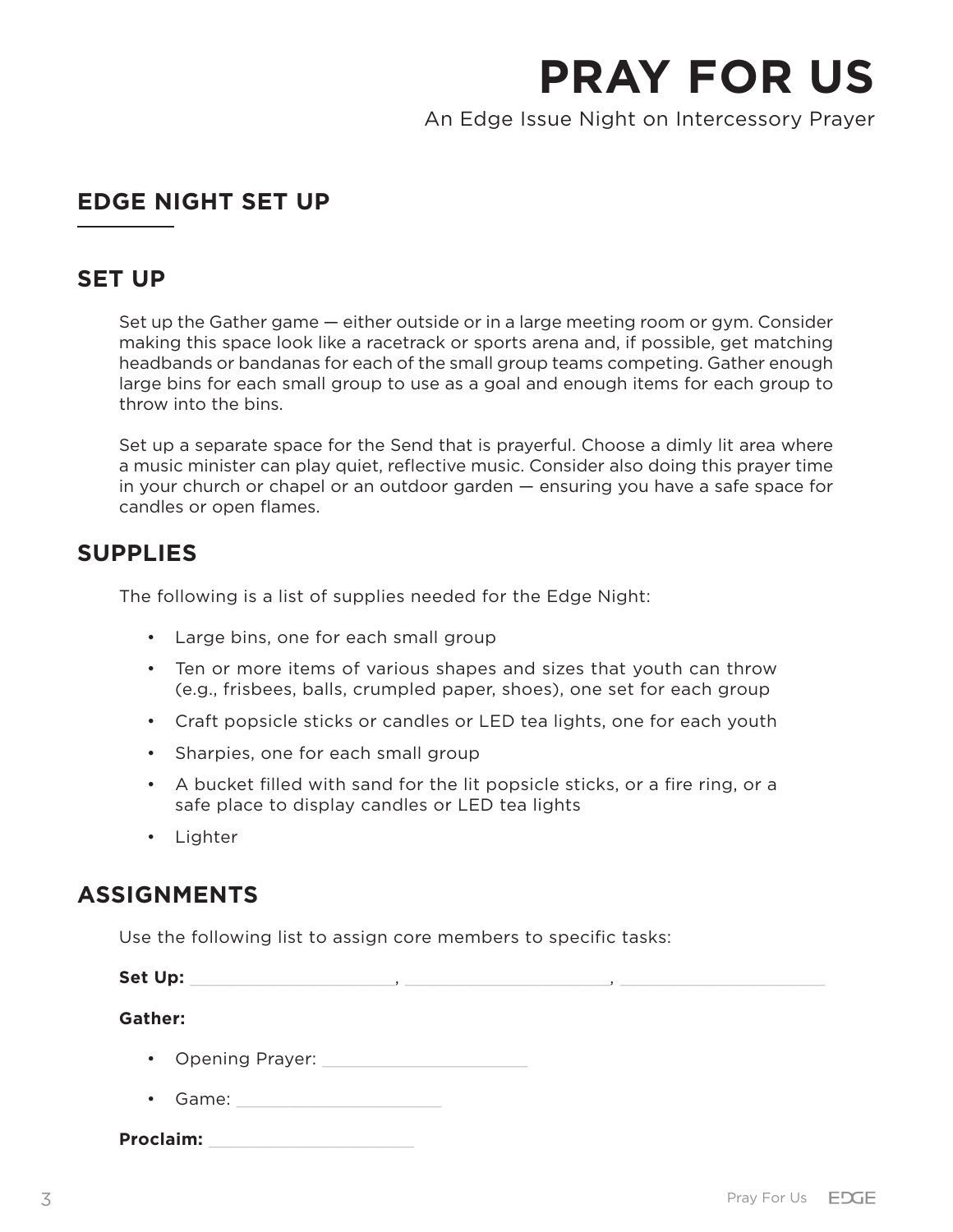# PRAY FOR US

An Edge Issue Night on Intercessory Prayer

## EDGE NIGHT SET UP

## SET UP

Set up the Gather game — either outside or in a large meeting room or gym. Consider making this space look like a racetrack or sports arena and, if possible, get matching headbands or bandanas for each of the small group teams competing. Gather enough large bins for each small group to use as a goal and enough items for each group to throw into the bins.

Set up a separate space for the Send that is prayerful. Choose a dimly lit area where a music minister can play quiet, reflective music. Consider also doing this prayer time in your church or chapel or an outdoor garden — ensuring you have a safe space for candles or open flames.

## SUPPLIES

The following is a list of supplies needed for the Edge Night:

- Large bins, one for each small group
- Ten or more items of various shapes and sizes that youth can throw (e.g., frisbees, balls, crumpled paper, shoes), one set for each group
- Craft popsicle sticks or candles or LED tea lights, one for each youth
- Sharpies, one for each small group
- A bucket filled with sand for the lit popsicle sticks, or a fire ring, or a safe place to display candles or LED tea lights
- Lighter

## ASSIGNMENTS

Use the following list to assign core members to specific tasks:

**Set Up:** ____________________, ____________________, ____________________

**Gather:**

- Opening Prayer: ____________________
- Game: ____________________

**Proclaim:** ____________________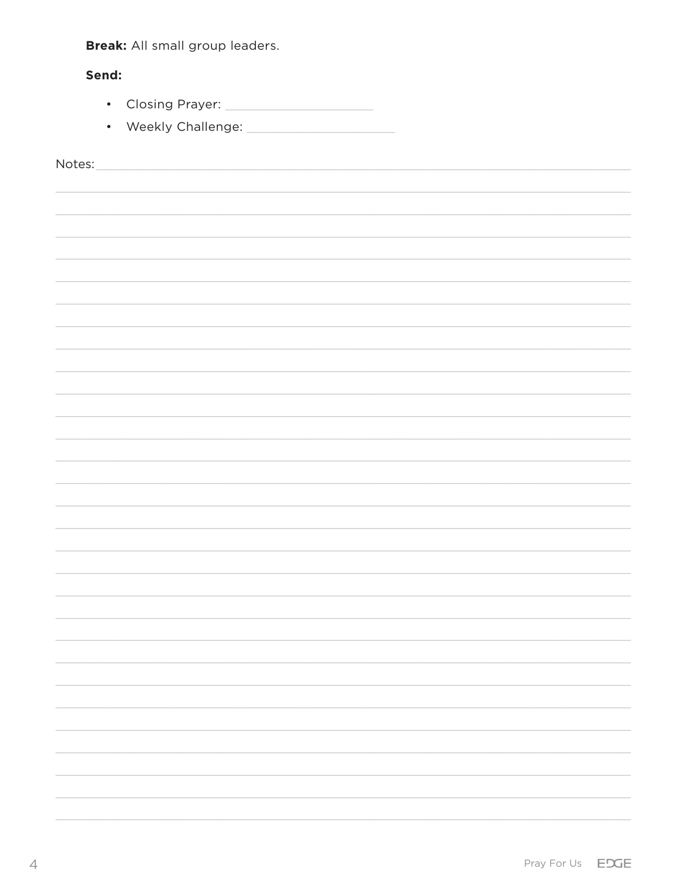**Break:** All small group leaders.

**Send:**

- Closing Prayer: ____________________
- Weekly Challenge: ____________________

Notes: ____________________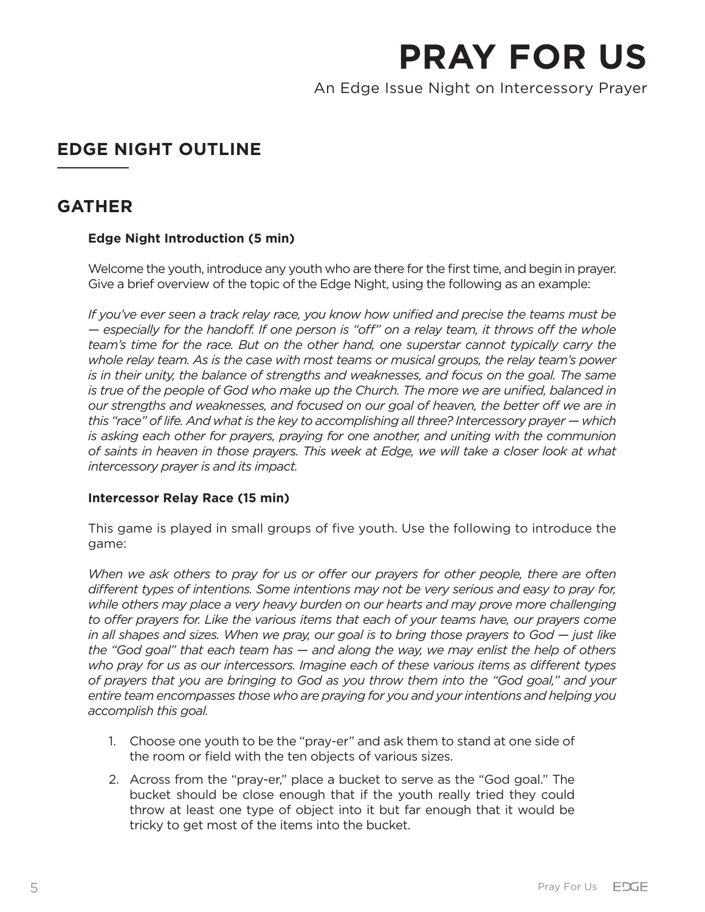# PRAY FOR US

An Edge Issue Night on Intercessory Prayer

## EDGE NIGHT OUTLINE

## GATHER

**Edge Night Introduction (5 min)**

Welcome the youth, introduce any youth who are there for the first time, and begin in prayer. Give a brief overview of the topic of the Edge Night, using the following as an example:

*If you've ever seen a track relay race, you know how unified and precise the teams must be — especially for the handoff. If one person is "off" on a relay team, it throws off the whole team's time for the race. But on the other hand, one superstar cannot typically carry the whole relay team. As is the case with most teams or musical groups, the relay team's power is in their unity, the balance of strengths and weaknesses, and focus on the goal. The same is true of the people of God who make up the Church. The more we are unified, balanced in our strengths and weaknesses, and focused on our goal of heaven, the better off we are in this "race" of life. And what is the key to accomplishing all three? Intercessory prayer — which is asking each other for prayers, praying for one another, and uniting with the communion of saints in heaven in those prayers. This week at Edge, we will take a closer look at what intercessory prayer is and its impact.*

**Intercessor Relay Race (15 min)**

This game is played in small groups of five youth. Use the following to introduce the game:

*When we ask others to pray for us or offer our prayers for other people, there are often different types of intentions. Some intentions may not be very serious and easy to pray for, while others may place a very heavy burden on our hearts and may prove more challenging to offer prayers for. Like the various items that each of your teams have, our prayers come in all shapes and sizes. When we pray, our goal is to bring those prayers to God — just like the "God goal" that each team has — and along the way, we may enlist the help of others who pray for us as our intercessors. Imagine each of these various items as different types of prayers that you are bringing to God as you throw them into the "God goal," and your entire team encompasses those who are praying for you and your intentions and helping you accomplish this goal.*

1. Choose one youth to be the "pray-er" and ask them to stand at one side of the room or field with the ten objects of various sizes.
2. Across from the "pray-er," place a bucket to serve as the "God goal." The bucket should be close enough that if the youth really tried they could throw at least one type of object into it but far enough that it would be tricky to get most of the items into the bucket.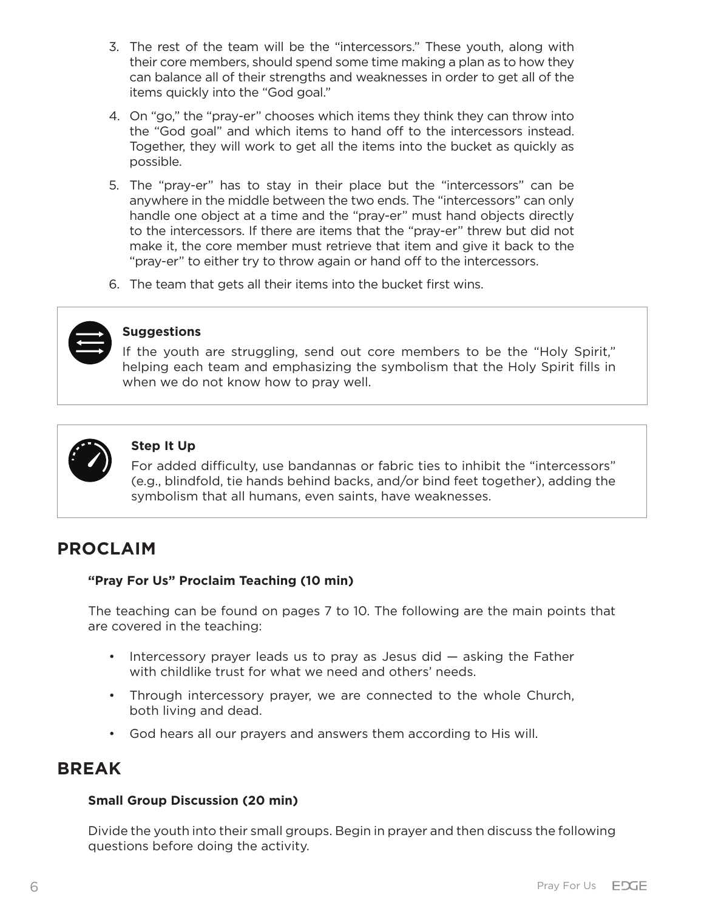3. The rest of the team will be the “intercessors.” These youth, along with their core members, should spend some time making a plan as to how they can balance all of their strengths and weaknesses in order to get all of the items quickly into the “God goal.”
4. On “go,” the “pray-er” chooses which items they think they can throw into the “God goal” and which items to hand off to the intercessors instead. Together, they will work to get all the items into the bucket as quickly as possible.
5. The “pray-er” has to stay in their place but the “intercessors” can be anywhere in the middle between the two ends. The “intercessors” can only handle one object at a time and the “pray-er” must hand objects directly to the intercessors. If there are items that the “pray-er” threw but did not make it, the core member must retrieve that item and give it back to the “pray-er” to either try to throw again or hand off to the intercessors.
6. The team that gets all their items into the bucket first wins.

**Suggestions**

If the youth are struggling, send out core members to be the “Holy Spirit,” helping each team and emphasizing the symbolism that the Holy Spirit fills in when we do not know how to pray well.

**Step It Up**

For added difficulty, use bandannas or fabric ties to inhibit the “intercessors” (e.g., blindfold, tie hands behind backs, and/or bind feet together), adding the symbolism that all humans, even saints, have weaknesses.

## PROCLAIM

**“Pray For Us” Proclaim Teaching (10 min)**

The teaching can be found on pages 7 to 10. The following are the main points that are covered in the teaching:

- Intercessory prayer leads us to pray as Jesus did — asking the Father with childlike trust for what we need and others’ needs.
- Through intercessory prayer, we are connected to the whole Church, both living and dead.
- God hears all our prayers and answers them according to His will.

## BREAK

**Small Group Discussion (20 min)**

Divide the youth into their small groups. Begin in prayer and then discuss the following questions before doing the activity.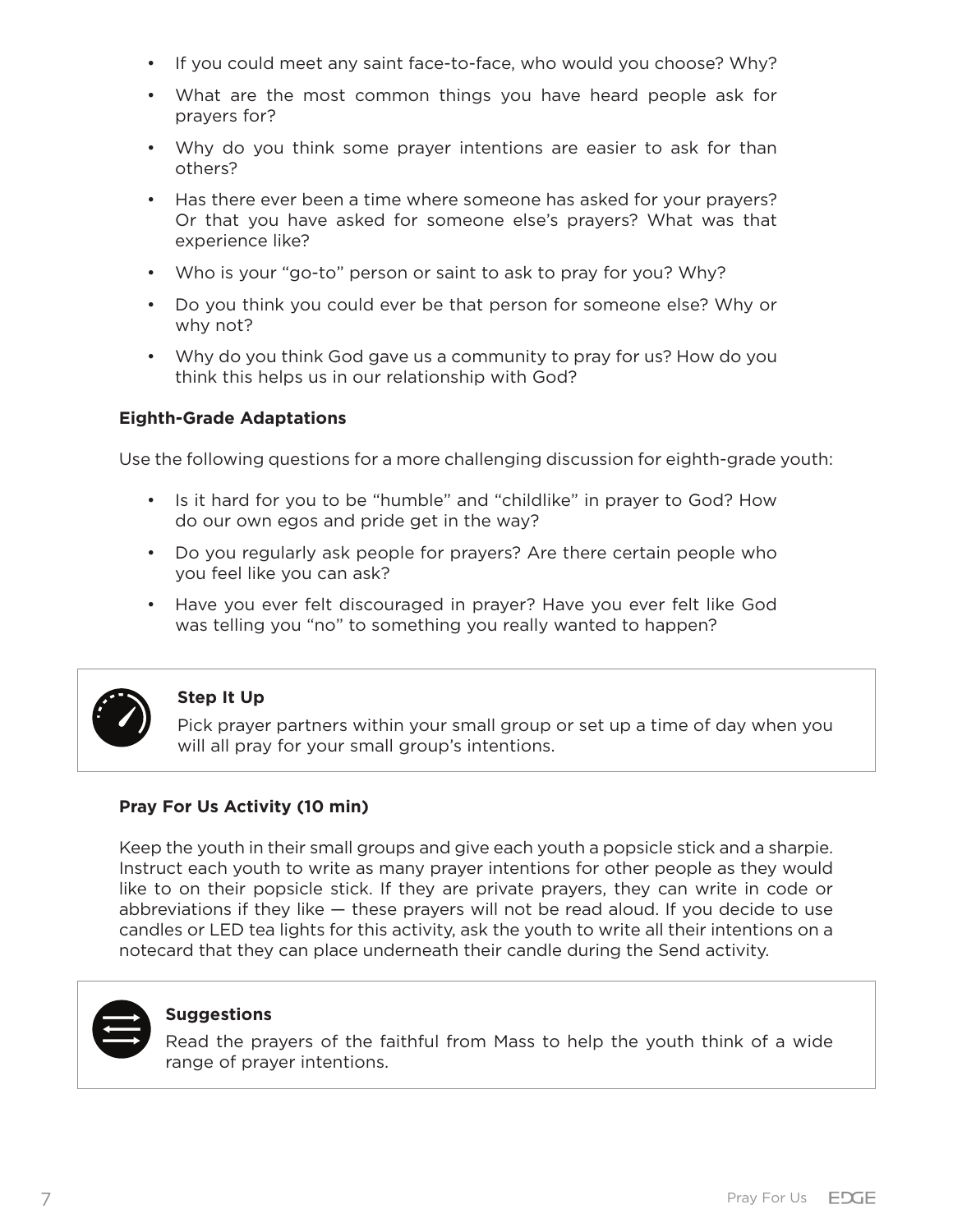- If you could meet any saint face-to-face, who would you choose? Why?
- What are the most common things you have heard people ask for prayers for?
- Why do you think some prayer intentions are easier to ask for than others?
- Has there ever been a time where someone has asked for your prayers? Or that you have asked for someone else's prayers? What was that experience like?
- Who is your "go-to" person or saint to ask to pray for you? Why?
- Do you think you could ever be that person for someone else? Why or why not?
- Why do you think God gave us a community to pray for us? How do you think this helps us in our relationship with God?

**Eighth-Grade Adaptations**

Use the following questions for a more challenging discussion for eighth-grade youth:

- Is it hard for you to be "humble" and "childlike" in prayer to God? How do our own egos and pride get in the way?
- Do you regularly ask people for prayers? Are there certain people who you feel like you can ask?
- Have you ever felt discouraged in prayer? Have you ever felt like God was telling you "no" to something you really wanted to happen?

**Step It Up**

Pick prayer partners within your small group or set up a time of day when you will all pray for your small group's intentions.

**Pray For Us Activity (10 min)**

Keep the youth in their small groups and give each youth a popsicle stick and a sharpie. Instruct each youth to write as many prayer intentions for other people as they would like to on their popsicle stick. If they are private prayers, they can write in code or abbreviations if they like — these prayers will not be read aloud. If you decide to use candles or LED tea lights for this activity, ask the youth to write all their intentions on a notecard that they can place underneath their candle during the Send activity.

**Suggestions**

Read the prayers of the faithful from Mass to help the youth think of a wide range of prayer intentions.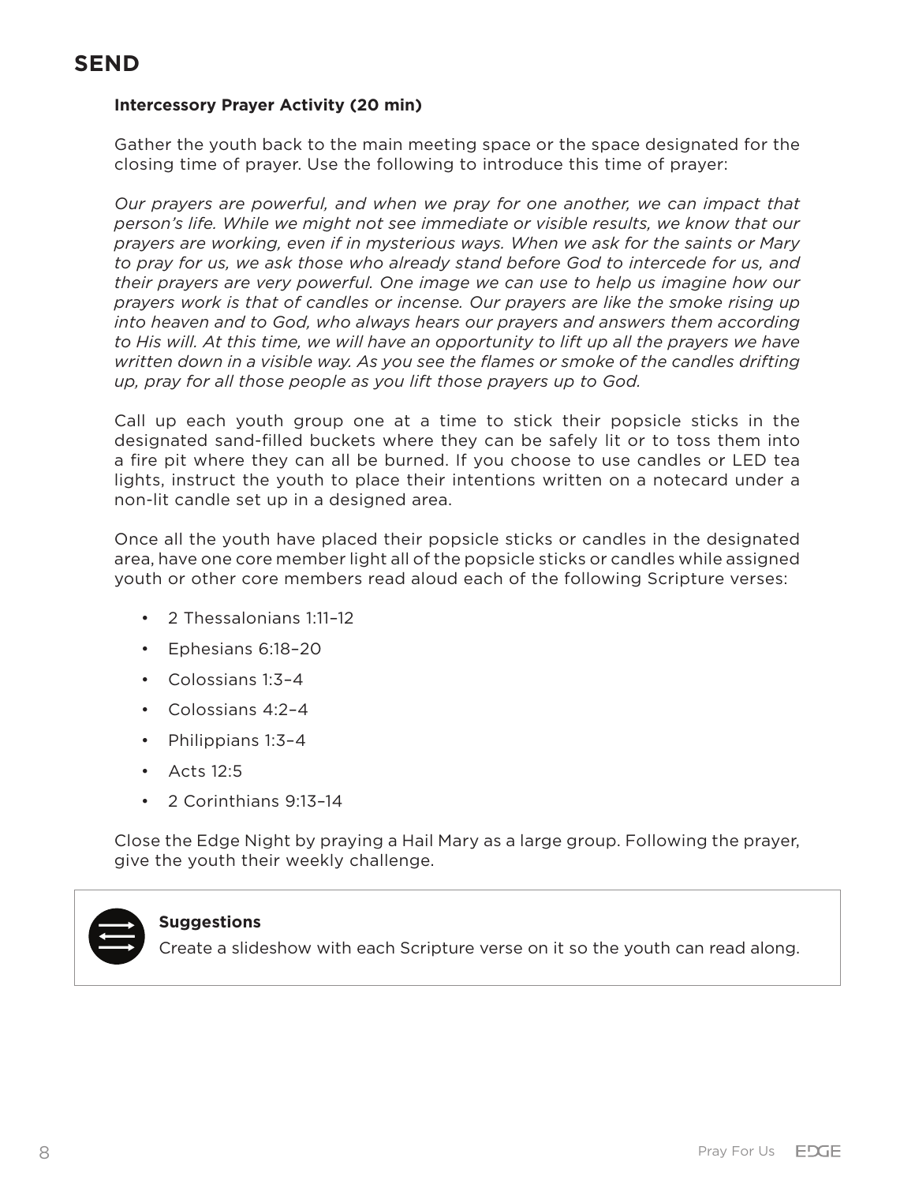# SEND

**Intercessory Prayer Activity (20 min)**

Gather the youth back to the main meeting space or the space designated for the closing time of prayer. Use the following to introduce this time of prayer:

*Our prayers are powerful, and when we pray for one another, we can impact that person's life. While we might not see immediate or visible results, we know that our prayers are working, even if in mysterious ways. When we ask for the saints or Mary to pray for us, we ask those who already stand before God to intercede for us, and their prayers are very powerful. One image we can use to help us imagine how our prayers work is that of candles or incense. Our prayers are like the smoke rising up into heaven and to God, who always hears our prayers and answers them according to His will. At this time, we will have an opportunity to lift up all the prayers we have written down in a visible way. As you see the flames or smoke of the candles drifting up, pray for all those people as you lift those prayers up to God.*

Call up each youth group one at a time to stick their popsicle sticks in the designated sand-filled buckets where they can be safely lit or to toss them into a fire pit where they can all be burned. If you choose to use candles or LED tea lights, instruct the youth to place their intentions written on a notecard under a non-lit candle set up in a designed area.

Once all the youth have placed their popsicle sticks or candles in the designated area, have one core member light all of the popsicle sticks or candles while assigned youth or other core members read aloud each of the following Scripture verses:

- 2 Thessalonians 1:11–12
- Ephesians 6:18–20
- Colossians 1:3–4
- Colossians 4:2–4
- Philippians 1:3–4
- Acts 12:5
- 2 Corinthians 9:13–14

Close the Edge Night by praying a Hail Mary as a large group. Following the prayer, give the youth their weekly challenge.

**Suggestions**

Create a slideshow with each Scripture verse on it so the youth can read along.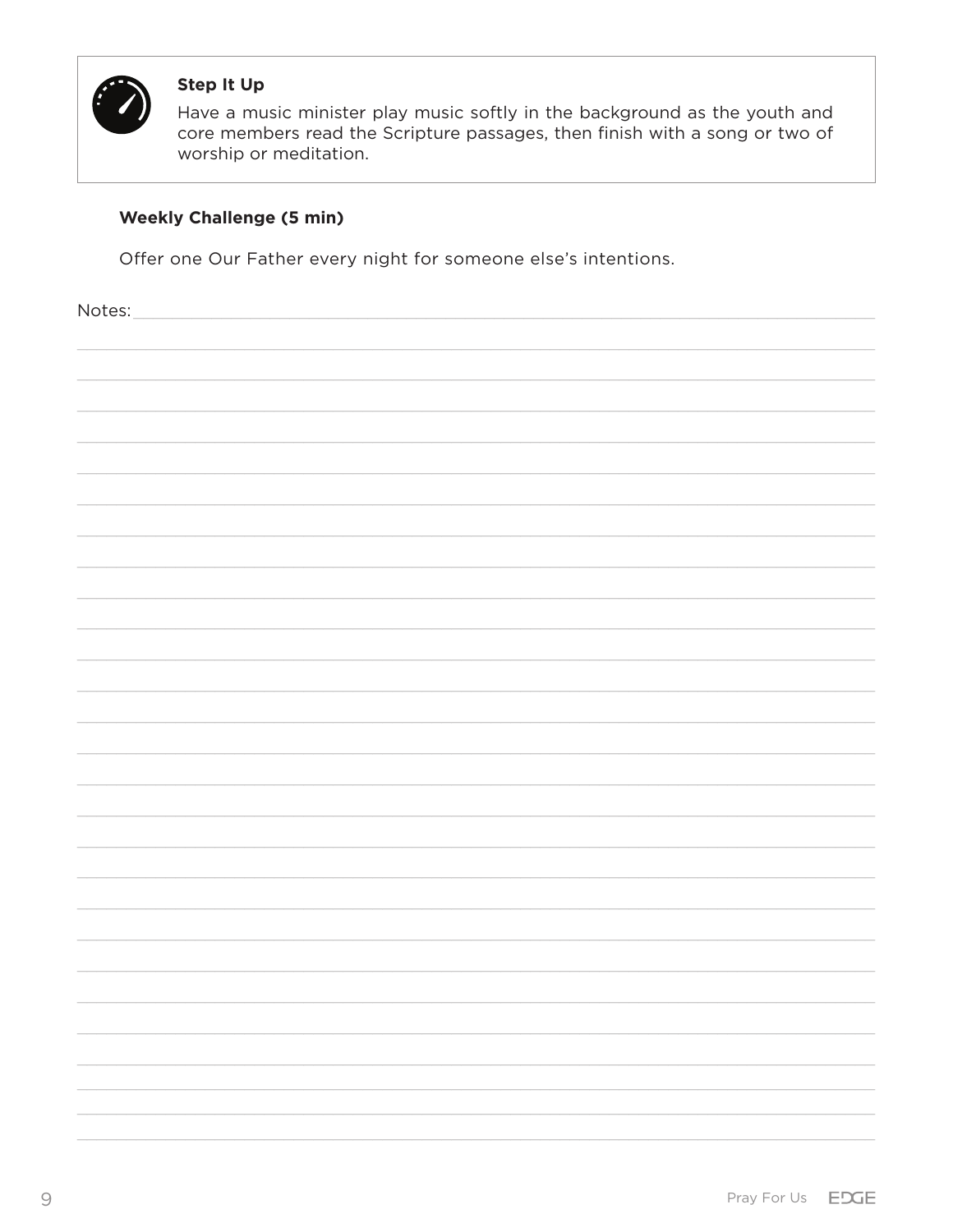**Step It Up**

Have a music minister play music softly in the background as the youth and core members read the Scripture passages, then finish with a song or two of worship or meditation.

**Weekly Challenge (5 min)**

Offer one Our Father every night for someone else's intentions.

Notes: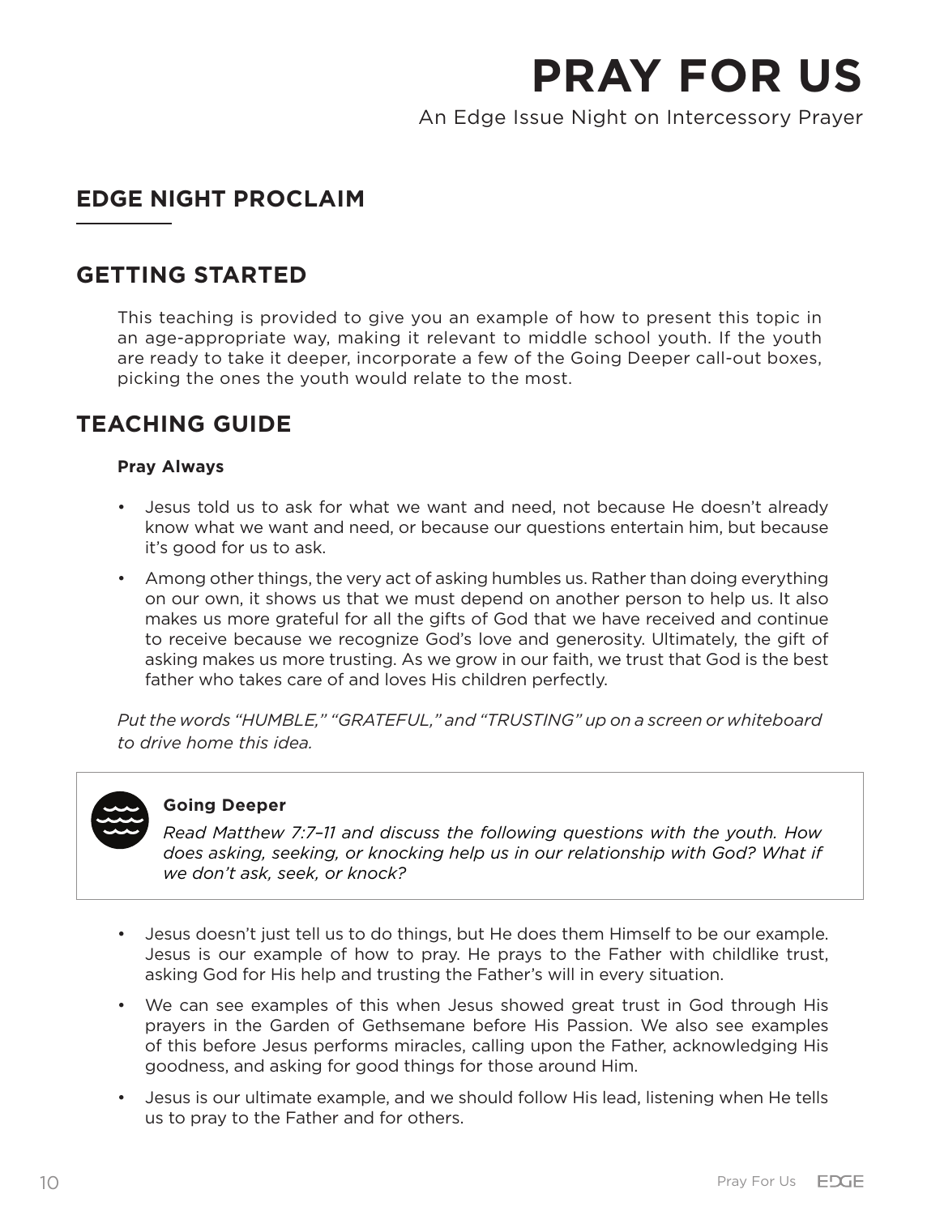# PRAY FOR US

An Edge Issue Night on Intercessory Prayer

## EDGE NIGHT PROCLAIM

## GETTING STARTED

This teaching is provided to give you an example of how to present this topic in an age-appropriate way, making it relevant to middle school youth. If the youth are ready to take it deeper, incorporate a few of the Going Deeper call-out boxes, picking the ones the youth would relate to the most.

## TEACHING GUIDE

**Pray Always**

- Jesus told us to ask for what we want and need, not because He doesn't already know what we want and need, or because our questions entertain him, but because it's good for us to ask.
- Among other things, the very act of asking humbles us. Rather than doing everything on our own, it shows us that we must depend on another person to help us. It also makes us more grateful for all the gifts of God that we have received and continue to receive because we recognize God's love and generosity. Ultimately, the gift of asking makes us more trusting. As we grow in our faith, we trust that God is the best father who takes care of and loves His children perfectly.

*Put the words "HUMBLE," "GRATEFUL," and "TRUSTING" up on a screen or whiteboard to drive home this idea.*

> **Going Deeper**
>
> *Read Matthew 7:7–11 and discuss the following questions with the youth. How does asking, seeking, or knocking help us in our relationship with God? What if we don't ask, seek, or knock?*

- Jesus doesn't just tell us to do things, but He does them Himself to be our example. Jesus is our example of how to pray. He prays to the Father with childlike trust, asking God for His help and trusting the Father's will in every situation.
- We can see examples of this when Jesus showed great trust in God through His prayers in the Garden of Gethsemane before His Passion. We also see examples of this before Jesus performs miracles, calling upon the Father, acknowledging His goodness, and asking for good things for those around Him.
- Jesus is our ultimate example, and we should follow His lead, listening when He tells us to pray to the Father and for others.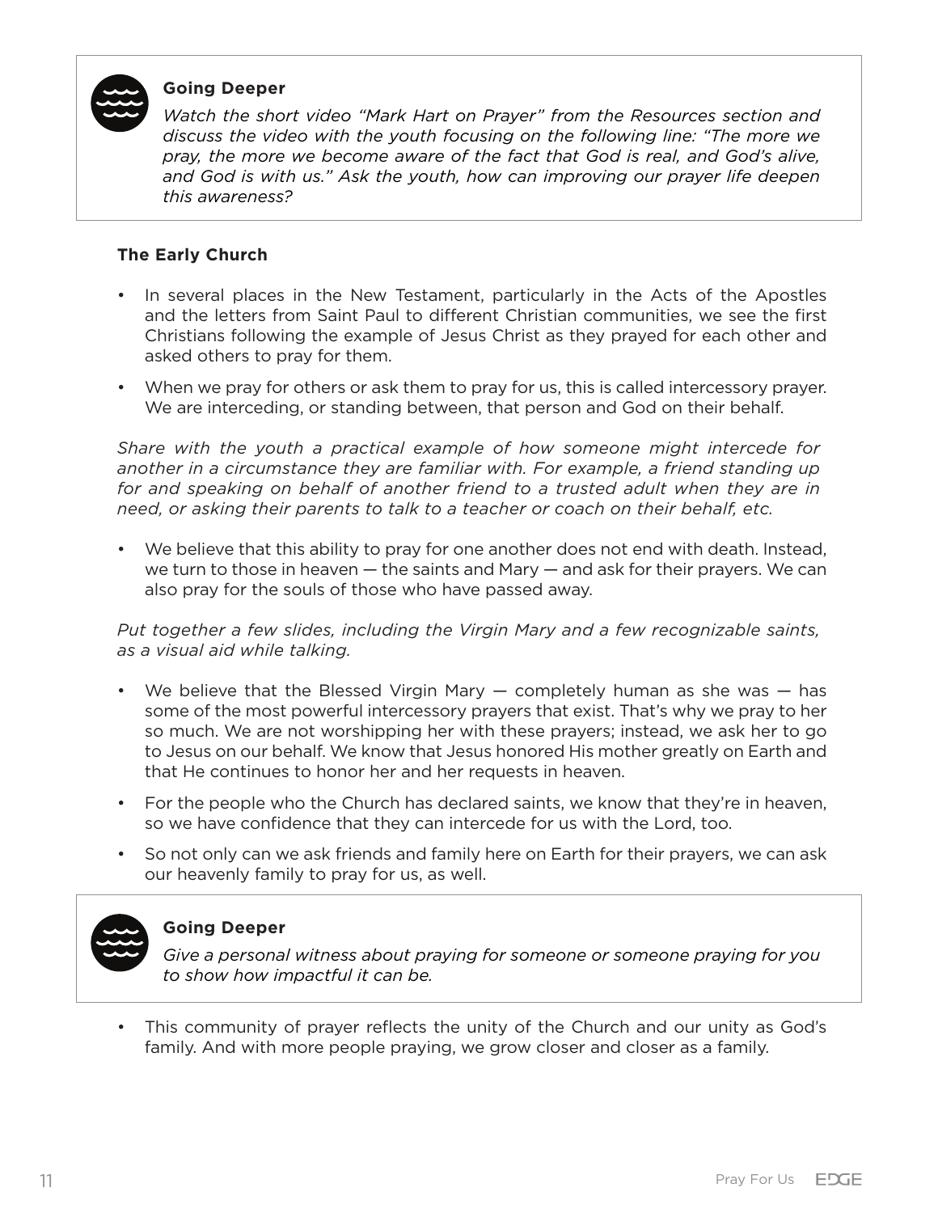**Going Deeper**

*Watch the short video "Mark Hart on Prayer" from the Resources section and discuss the video with the youth focusing on the following line: "The more we pray, the more we become aware of the fact that God is real, and God's alive, and God is with us." Ask the youth, how can improving our prayer life deepen this awareness?*

### The Early Church

- In several places in the New Testament, particularly in the Acts of the Apostles and the letters from Saint Paul to different Christian communities, we see the first Christians following the example of Jesus Christ as they prayed for each other and asked others to pray for them.
- When we pray for others or ask them to pray for us, this is called intercessory prayer. We are interceding, or standing between, that person and God on their behalf.

*Share with the youth a practical example of how someone might intercede for another in a circumstance they are familiar with. For example, a friend standing up for and speaking on behalf of another friend to a trusted adult when they are in need, or asking their parents to talk to a teacher or coach on their behalf, etc.*

- We believe that this ability to pray for one another does not end with death. Instead, we turn to those in heaven — the saints and Mary — and ask for their prayers. We can also pray for the souls of those who have passed away.

*Put together a few slides, including the Virgin Mary and a few recognizable saints, as a visual aid while talking.*

- We believe that the Blessed Virgin Mary — completely human as she was — has some of the most powerful intercessory prayers that exist. That's why we pray to her so much. We are not worshipping her with these prayers; instead, we ask her to go to Jesus on our behalf. We know that Jesus honored His mother greatly on Earth and that He continues to honor her and her requests in heaven.
- For the people who the Church has declared saints, we know that they're in heaven, so we have confidence that they can intercede for us with the Lord, too.
- So not only can we ask friends and family here on Earth for their prayers, we can ask our heavenly family to pray for us, as well.

**Going Deeper**

*Give a personal witness about praying for someone or someone praying for you to show how impactful it can be.*

- This community of prayer reflects the unity of the Church and our unity as God's family. And with more people praying, we grow closer and closer as a family.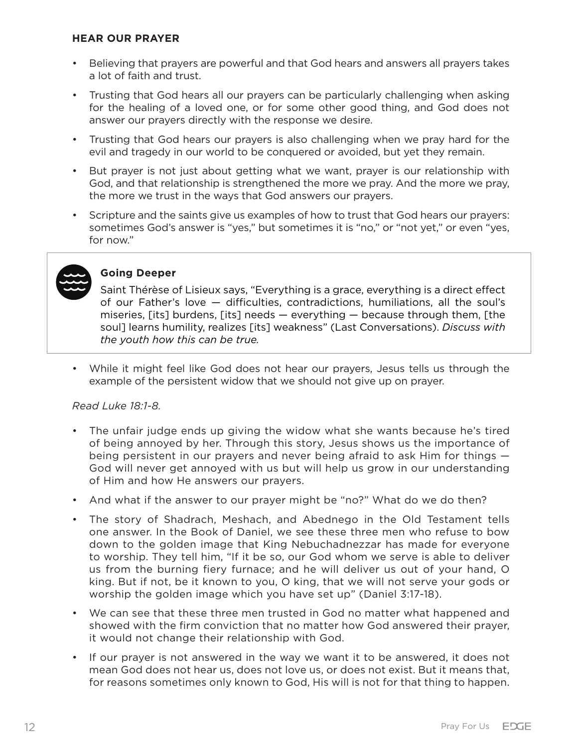### HEAR OUR PRAYER

- Believing that prayers are powerful and that God hears and answers all prayers takes a lot of faith and trust.
- Trusting that God hears all our prayers can be particularly challenging when asking for the healing of a loved one, or for some other good thing, and God does not answer our prayers directly with the response we desire.
- Trusting that God hears our prayers is also challenging when we pray hard for the evil and tragedy in our world to be conquered or avoided, but yet they remain.
- But prayer is not just about getting what we want, prayer is our relationship with God, and that relationship is strengthened the more we pray. And the more we pray, the more we trust in the ways that God answers our prayers.
- Scripture and the saints give us examples of how to trust that God hears our prayers: sometimes God's answer is "yes," but sometimes it is "no," or "not yet," or even "yes, for now."

> **Going Deeper**
>
> Saint Thérèse of Lisieux says, "Everything is a grace, everything is a direct effect of our Father's love — difficulties, contradictions, humiliations, all the soul's miseries, [its] burdens, [its] needs — everything — because through them, [the soul] learns humility, realizes [its] weakness" (Last Conversations). *Discuss with the youth how this can be true.*

- While it might feel like God does not hear our prayers, Jesus tells us through the example of the persistent widow that we should not give up on prayer.

*Read Luke 18:1-8.*

- The unfair judge ends up giving the widow what she wants because he's tired of being annoyed by her. Through this story, Jesus shows us the importance of being persistent in our prayers and never being afraid to ask Him for things — God will never get annoyed with us but will help us grow in our understanding of Him and how He answers our prayers.
- And what if the answer to our prayer might be "no?" What do we do then?
- The story of Shadrach, Meshach, and Abednego in the Old Testament tells one answer. In the Book of Daniel, we see these three men who refuse to bow down to the golden image that King Nebuchadnezzar has made for everyone to worship. They tell him, "If it be so, our God whom we serve is able to deliver us from the burning fiery furnace; and he will deliver us out of your hand, O king. But if not, be it known to you, O king, that we will not serve your gods or worship the golden image which you have set up" (Daniel 3:17-18).
- We can see that these three men trusted in God no matter what happened and showed with the firm conviction that no matter how God answered their prayer, it would not change their relationship with God.
- If our prayer is not answered in the way we want it to be answered, it does not mean God does not hear us, does not love us, or does not exist. But it means that, for reasons sometimes only known to God, His will is not for that thing to happen.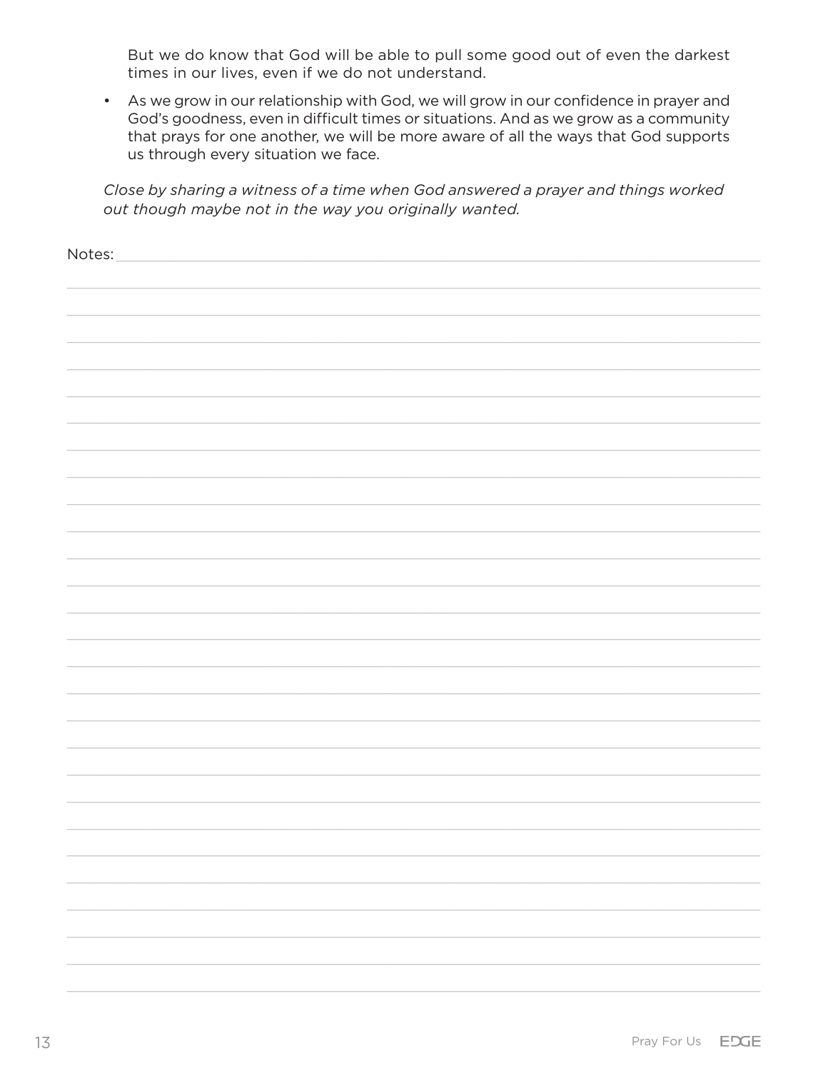But we do know that God will be able to pull some good out of even the darkest times in our lives, even if we do not understand.

- As we grow in our relationship with God, we will grow in our confidence in prayer and God's goodness, even in difficult times or situations. And as we grow as a community that prays for one another, we will be more aware of all the ways that God supports us through every situation we face.

*Close by sharing a witness of a time when God answered a prayer and things worked out though maybe not in the way you originally wanted.*

Notes: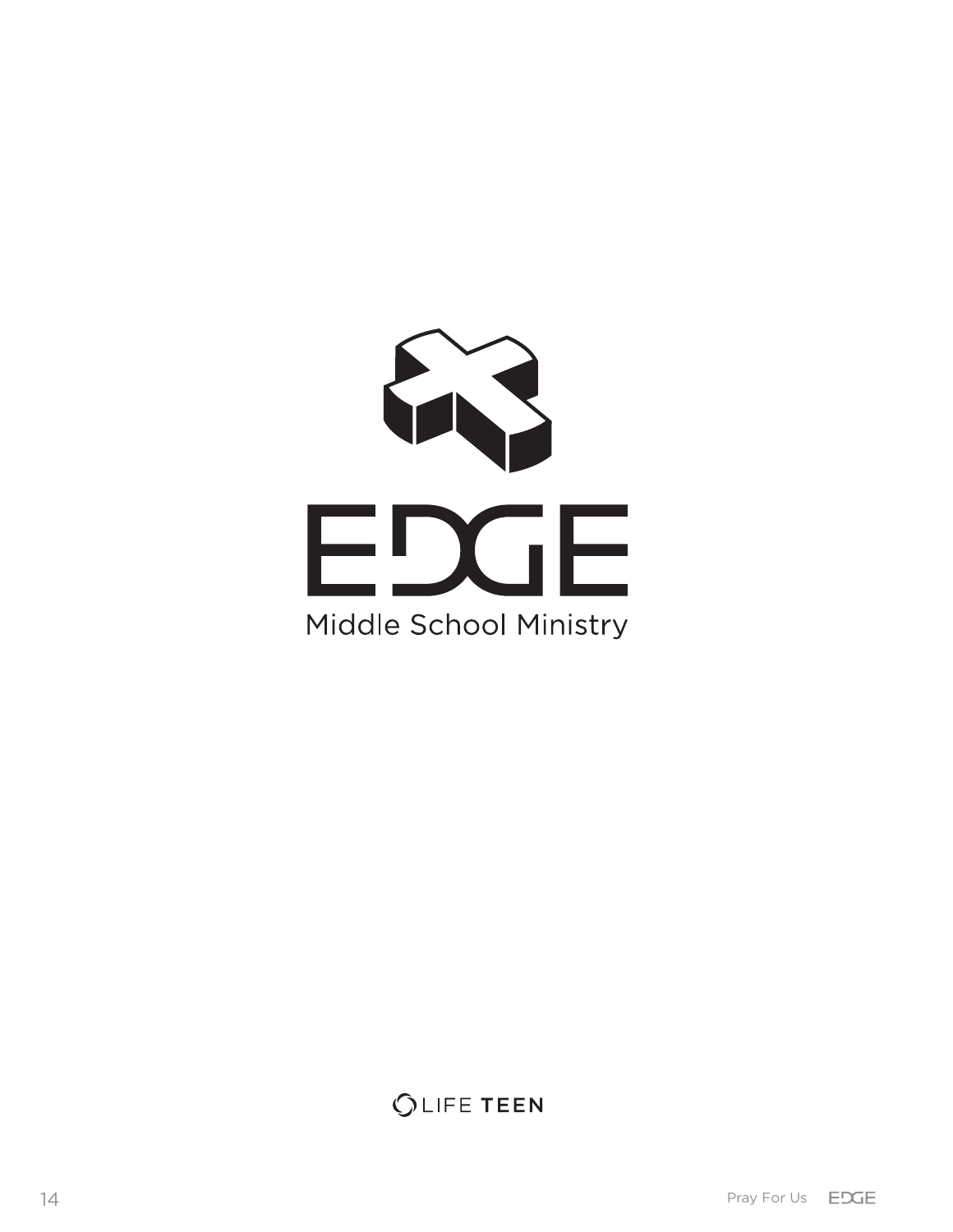EDGE

Middle School Ministry

LIFE TEEN